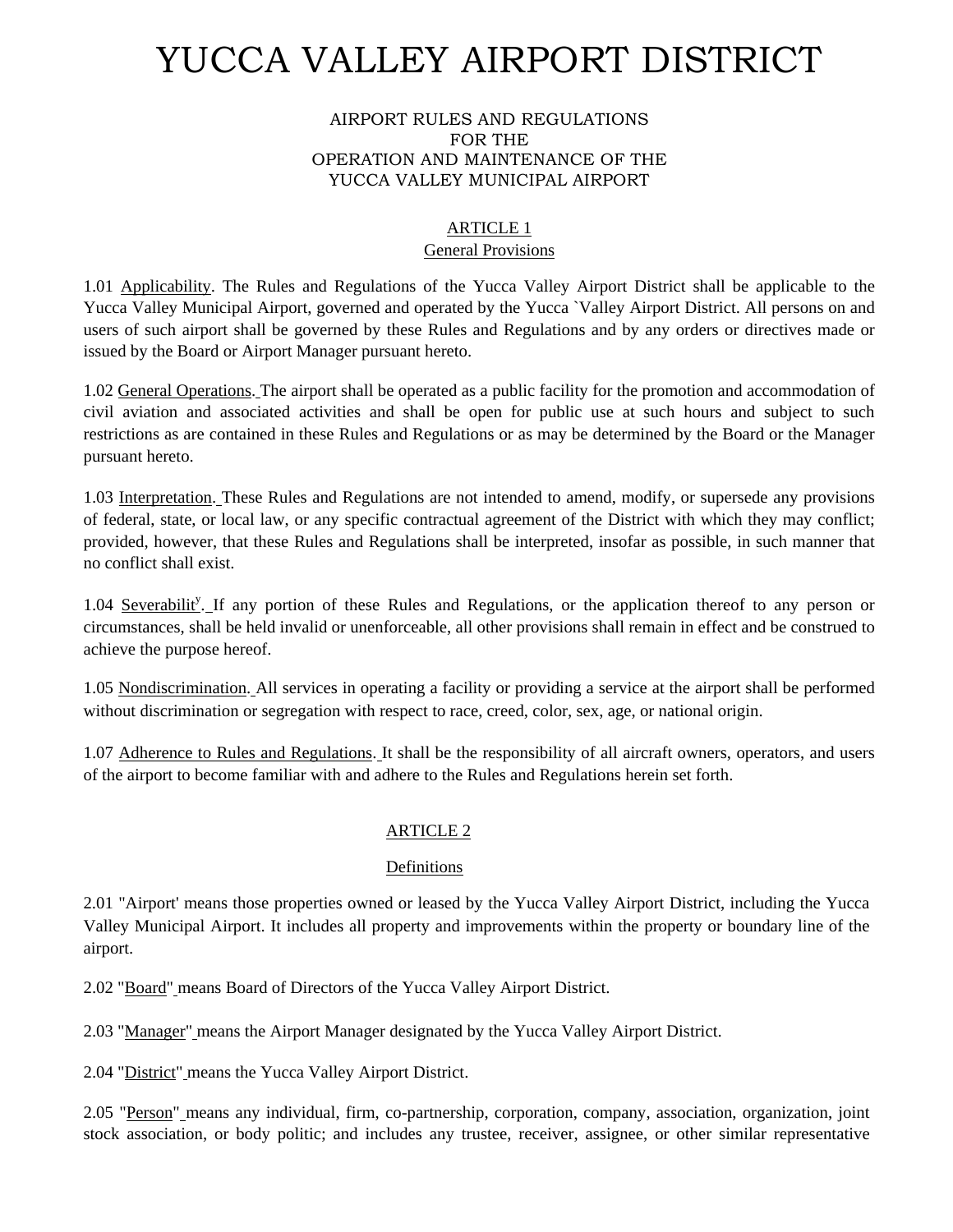# YUCCA VALLEY AIRPORT DISTRICT

AIRPORT RULES AND REGULATIONS
FOR THE
OPERATION AND MAINTENANCE OF THE
YUCCA VALLEY MUNICIPAL AIRPORT

## ARTICLE 1
## General Provisions

1.01 Applicability. The Rules and Regulations of the Yucca Valley Airport District shall be applicable to the Yucca Valley Municipal Airport, governed and operated by the Yucca `Valley Airport District. All persons on and users of such airport shall be governed by these Rules and Regulations and by any orders or directives made or issued by the Board or Airport Manager pursuant hereto.

1.02 General Operations. The airport shall be operated as a public facility for the promotion and accommodation of civil aviation and associated activities and shall be open for public use at such hours and subject to such restrictions as are contained in these Rules and Regulations or as may be determined by the Board or the Manager pursuant hereto.

1.03 Interpretation. These Rules and Regulations are not intended to amend, modify, or supersede any provisions of federal, state, or local law, or any specific contractual agreement of the District with which they may conflict; provided, however, that these Rules and Regulations shall be interpreted, insofar as possible, in such manner that no conflict shall exist.

1.04 Severabilit^y^. If any portion of these Rules and Regulations, or the application thereof to any person or circumstances, shall be held invalid or unenforceable, all other provisions shall remain in effect and be construed to achieve the purpose hereof.

1.05 Nondiscrimination. All services in operating a facility or providing a service at the airport shall be performed without discrimination or segregation with respect to race, creed, color, sex, age, or national origin.

1.07 Adherence to Rules and Regulations. It shall be the responsibility of all aircraft owners, operators, and users of the airport to become familiar with and adhere to the Rules and Regulations herein set forth.

## ARTICLE 2

## Definitions

2.01 "Airport' means those properties owned or leased by the Yucca Valley Airport District, including the Yucca Valley Municipal Airport. It includes all property and improvements within the property or boundary line of the airport.

2.02 "Board" means Board of Directors of the Yucca Valley Airport District.

2.03 "Manager" means the Airport Manager designated by the Yucca Valley Airport District.

2.04 "District" means the Yucca Valley Airport District.

2.05 "Person" means any individual, firm, co-partnership, corporation, company, association, organization, joint stock association, or body politic; and includes any trustee, receiver, assignee, or other similar representative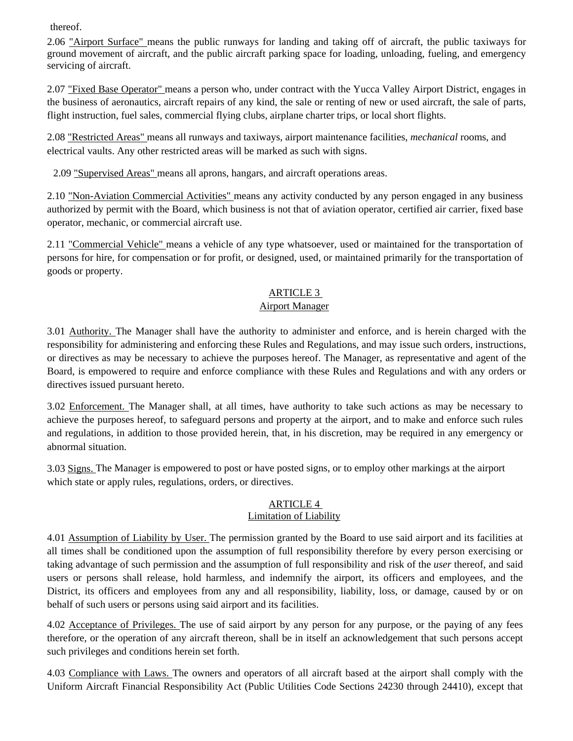thereof.

2.06 <u>"Airport Surface"</u> means the public runways for landing and taking off of aircraft, the public taxiways for ground movement of aircraft, and the public aircraft parking space for loading, unloading, fueling, and emergency servicing of aircraft.

2.07 <u>"Fixed Base Operator"</u> means a person who, under contract with the Yucca Valley Airport District, engages in the business of aeronautics, aircraft repairs of any kind, the sale or renting of new or used aircraft, the sale of parts, flight instruction, fuel sales, commercial flying clubs, airplane charter trips, or local short flights.

2.08 <u>"Restricted Areas"</u> means all runways and taxiways, airport maintenance facilities, *mechanical* rooms, and electrical vaults. Any other restricted areas will be marked as such with signs.

2.09 <u>"Supervised Areas"</u> means all aprons, hangars, and aircraft operations areas.

2.10 <u>"Non-Aviation Commercial Activities"</u> means any activity conducted by any person engaged in any business authorized by permit with the Board, which business is not that of aviation operator, certified air carrier, fixed base operator, mechanic, or commercial aircraft use.

2.11 <u>"Commercial Vehicle"</u> means a vehicle of any type whatsoever, used or maintained for the transportation of persons for hire, for compensation or for profit, or designed, used, or maintained primarily for the transportation of goods or property.

## ARTICLE 3
## Airport Manager

3.01 <u>Authority.</u> The Manager shall have the authority to administer and enforce, and is herein charged with the responsibility for administering and enforcing these Rules and Regulations, and may issue such orders, instructions, or directives as may be necessary to achieve the purposes hereof. The Manager, as representative and agent of the Board, is empowered to require and enforce compliance with these Rules and Regulations and with any orders or directives issued pursuant hereto.

3.02 <u>Enforcement.</u> The Manager shall, at all times, have authority to take such actions as may be necessary to achieve the purposes hereof, to safeguard persons and property at the airport, and to make and enforce such rules and regulations, in addition to those provided herein, that, in his discretion, may be required in any emergency or abnormal situation.

3.03 <u>Signs.</u> The Manager is empowered to post or have posted signs, or to employ other markings at the airport which state or apply rules, regulations, orders, or directives.

## ARTICLE 4
## Limitation of Liability

4.01 <u>Assumption of Liability by User.</u> The permission granted by the Board to use said airport and its facilities at all times shall be conditioned upon the assumption of full responsibility therefore by every person exercising or taking advantage of such permission and the assumption of full responsibility and risk of the *user* thereof, and said users or persons shall release, hold harmless, and indemnify the airport, its officers and employees, and the District, its officers and employees from any and all responsibility, liability, loss, or damage, caused by or on behalf of such users or persons using said airport and its facilities.

4.02 <u>Acceptance of Privileges.</u> The use of said airport by any person for any purpose, or the paying of any fees therefore, or the operation of any aircraft thereon, shall be in itself an acknowledgement that such persons accept such privileges and conditions herein set forth.

4.03 <u>Compliance with Laws.</u> The owners and operators of all aircraft based at the airport shall comply with the Uniform Aircraft Financial Responsibility Act (Public Utilities Code Sections 24230 through 24410), except that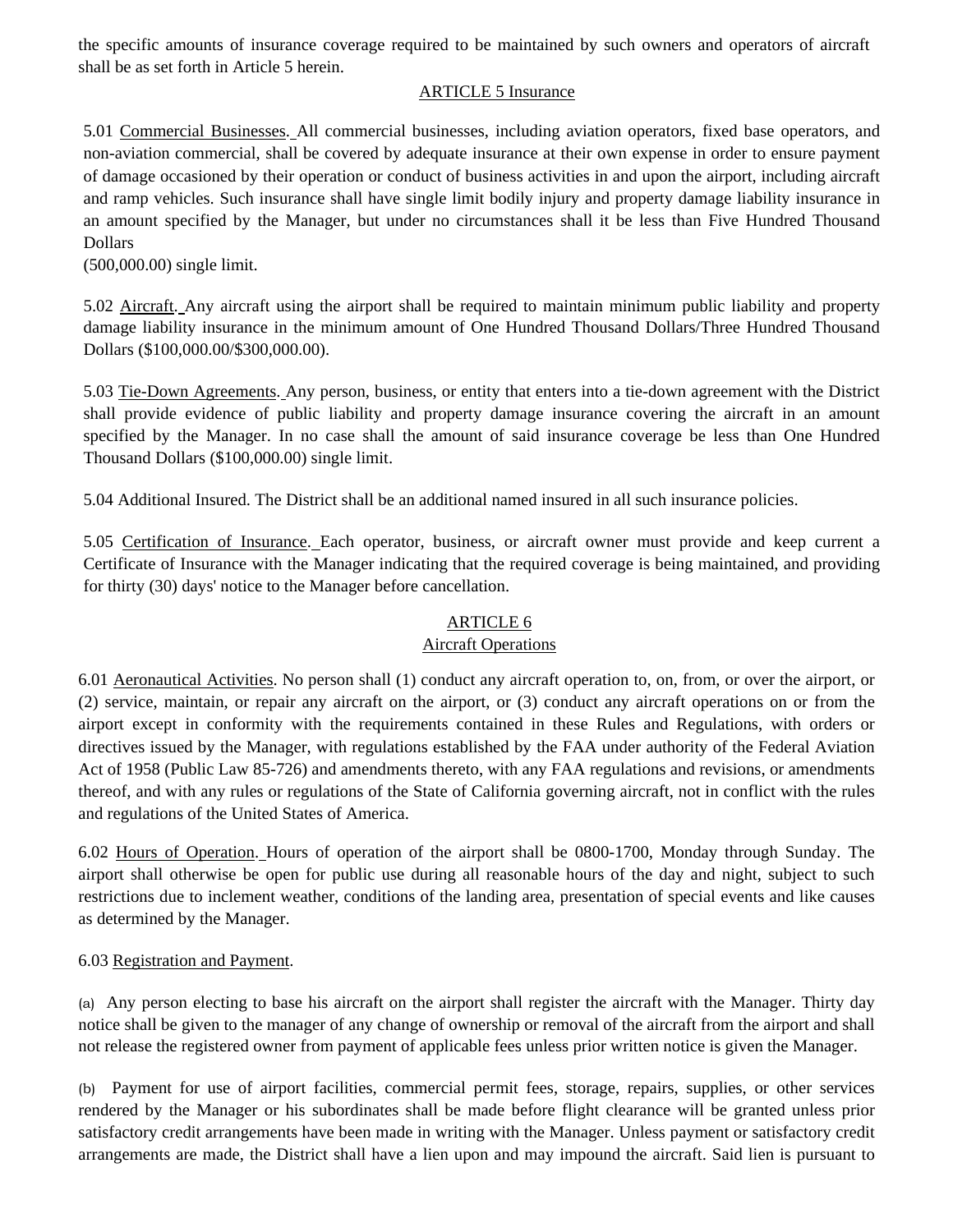the specific amounts of insurance coverage required to be maintained by such owners and operators of aircraft shall be as set forth in Article 5 herein.

## ARTICLE 5 Insurance

5.01 Commercial Businesses. All commercial businesses, including aviation operators, fixed base operators, and non-aviation commercial, shall be covered by adequate insurance at their own expense in order to ensure payment of damage occasioned by their operation or conduct of business activities in and upon the airport, including aircraft and ramp vehicles. Such insurance shall have single limit bodily injury and property damage liability insurance in an amount specified by the Manager, but under no circumstances shall it be less than Five Hundred Thousand Dollars
(500,000.00) single limit.

5.02 Aircraft. Any aircraft using the airport shall be required to maintain minimum public liability and property damage liability insurance in the minimum amount of One Hundred Thousand Dollars/Three Hundred Thousand Dollars ($100,000.00/$300,000.00).

5.03 Tie-Down Agreements. Any person, business, or entity that enters into a tie-down agreement with the District shall provide evidence of public liability and property damage insurance covering the aircraft in an amount specified by the Manager. In no case shall the amount of said insurance coverage be less than One Hundred Thousand Dollars ($100,000.00) single limit.

5.04 Additional Insured. The District shall be an additional named insured in all such insurance policies.

5.05 Certification of Insurance. Each operator, business, or aircraft owner must provide and keep current a Certificate of Insurance with the Manager indicating that the required coverage is being maintained, and providing for thirty (30) days' notice to the Manager before cancellation.

## ARTICLE 6
## Aircraft Operations

6.01 Aeronautical Activities. No person shall (1) conduct any aircraft operation to, on, from, or over the airport, or (2) service, maintain, or repair any aircraft on the airport, or (3) conduct any aircraft operations on or from the airport except in conformity with the requirements contained in these Rules and Regulations, with orders or directives issued by the Manager, with regulations established by the FAA under authority of the Federal Aviation Act of 1958 (Public Law 85-726) and amendments thereto, with any FAA regulations and revisions, or amendments thereof, and with any rules or regulations of the State of California governing aircraft, not in conflict with the rules and regulations of the United States of America.

6.02 Hours of Operation. Hours of operation of the airport shall be 0800-1700, Monday through Sunday. The airport shall otherwise be open for public use during all reasonable hours of the day and night, subject to such restrictions due to inclement weather, conditions of the landing area, presentation of special events and like causes as determined by the Manager.

6.03 Registration and Payment.

(a) Any person electing to base his aircraft on the airport shall register the aircraft with the Manager. Thirty day notice shall be given to the manager of any change of ownership or removal of the aircraft from the airport and shall not release the registered owner from payment of applicable fees unless prior written notice is given the Manager.

(b) Payment for use of airport facilities, commercial permit fees, storage, repairs, supplies, or other services rendered by the Manager or his subordinates shall be made before flight clearance will be granted unless prior satisfactory credit arrangements have been made in writing with the Manager. Unless payment or satisfactory credit arrangements are made, the District shall have a lien upon and may impound the aircraft. Said lien is pursuant to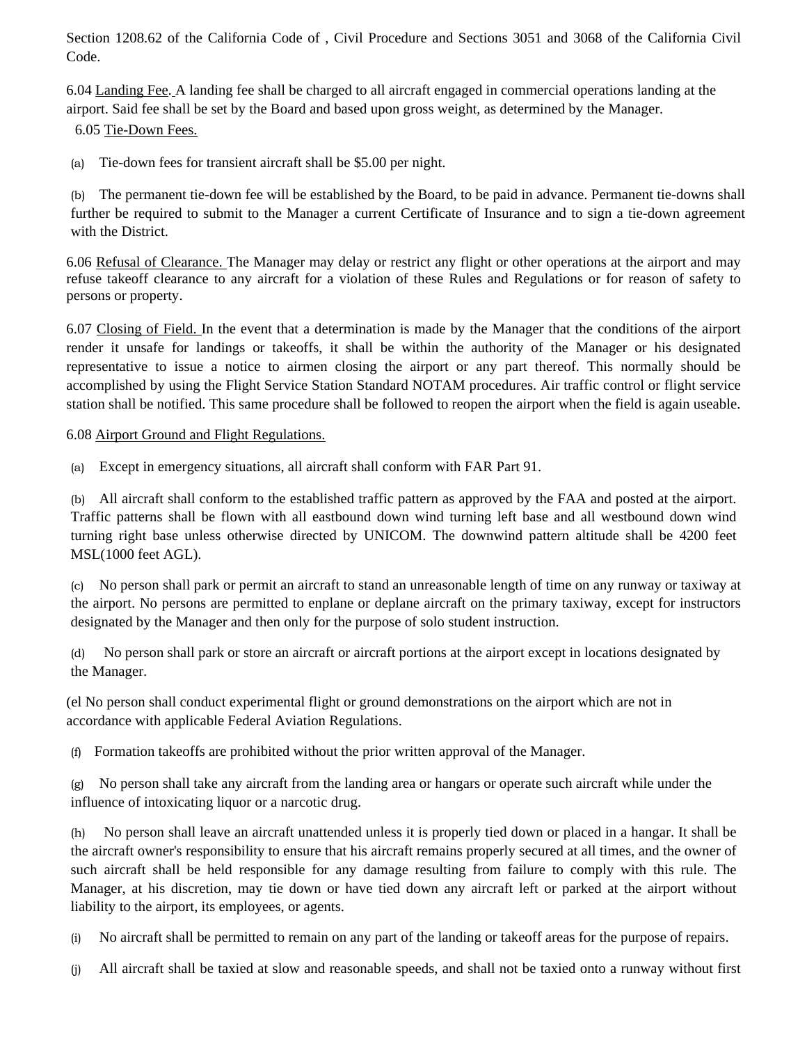Section 1208.62 of the California Code of , Civil Procedure and Sections 3051 and 3068 of the California Civil Code.

6.04 Landing Fee. A landing fee shall be charged to all aircraft engaged in commercial operations landing at the airport. Said fee shall be set by the Board and based upon gross weight, as determined by the Manager.

6.05 Tie-Down Fees.

(a) Tie-down fees for transient aircraft shall be $5.00 per night.

(b) The permanent tie-down fee will be established by the Board, to be paid in advance. Permanent tie-downs shall further be required to submit to the Manager a current Certificate of Insurance and to sign a tie-down agreement with the District.

6.06 Refusal of Clearance. The Manager may delay or restrict any flight or other operations at the airport and may refuse takeoff clearance to any aircraft for a violation of these Rules and Regulations or for reason of safety to persons or property.

6.07 Closing of Field. In the event that a determination is made by the Manager that the conditions of the airport render it unsafe for landings or takeoffs, it shall be within the authority of the Manager or his designated representative to issue a notice to airmen closing the airport or any part thereof. This normally should be accomplished by using the Flight Service Station Standard NOTAM procedures. Air traffic control or flight service station shall be notified. This same procedure shall be followed to reopen the airport when the field is again useable.

6.08 Airport Ground and Flight Regulations.

(a) Except in emergency situations, all aircraft shall conform with FAR Part 91.

(b) All aircraft shall conform to the established traffic pattern as approved by the FAA and posted at the airport. Traffic patterns shall be flown with all eastbound down wind turning left base and all westbound down wind turning right base unless otherwise directed by UNICOM. The downwind pattern altitude shall be 4200 feet MSL(1000 feet AGL).

(c) No person shall park or permit an aircraft to stand an unreasonable length of time on any runway or taxiway at the airport. No persons are permitted to enplane or deplane aircraft on the primary taxiway, except for instructors designated by the Manager and then only for the purpose of solo student instruction.

(d) No person shall park or store an aircraft or aircraft portions at the airport except in locations designated by the Manager.

(el No person shall conduct experimental flight or ground demonstrations on the airport which are not in accordance with applicable Federal Aviation Regulations.

(f) Formation takeoffs are prohibited without the prior written approval of the Manager.

(g) No person shall take any aircraft from the landing area or hangars or operate such aircraft while under the influence of intoxicating liquor or a narcotic drug.

(h) No person shall leave an aircraft unattended unless it is properly tied down or placed in a hangar. It shall be the aircraft owner's responsibility to ensure that his aircraft remains properly secured at all times, and the owner of such aircraft shall be held responsible for any damage resulting from failure to comply with this rule. The Manager, at his discretion, may tie down or have tied down any aircraft left or parked at the airport without liability to the airport, its employees, or agents.

(i) No aircraft shall be permitted to remain on any part of the landing or takeoff areas for the purpose of repairs.

(j) All aircraft shall be taxied at slow and reasonable speeds, and shall not be taxied onto a runway without first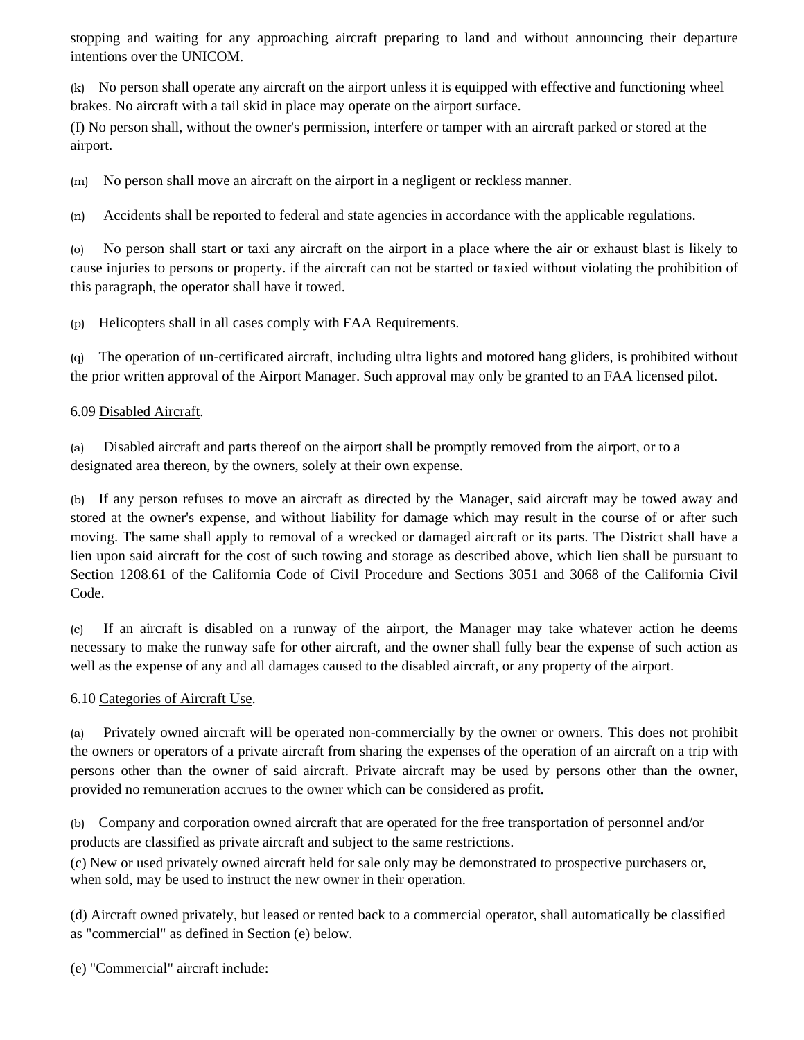stopping and waiting for any approaching aircraft preparing to land and without announcing their departure intentions over the UNICOM.

(k) No person shall operate any aircraft on the airport unless it is equipped with effective and functioning wheel brakes. No aircraft with a tail skid in place may operate on the airport surface.

(I) No person shall, without the owner's permission, interfere or tamper with an aircraft parked or stored at the airport.

(m) No person shall move an aircraft on the airport in a negligent or reckless manner.

(n) Accidents shall be reported to federal and state agencies in accordance with the applicable regulations.

(o) No person shall start or taxi any aircraft on the airport in a place where the air or exhaust blast is likely to cause injuries to persons or property. if the aircraft can not be started or taxied without violating the prohibition of this paragraph, the operator shall have it towed.

(p) Helicopters shall in all cases comply with FAA Requirements.

(q) The operation of un-certificated aircraft, including ultra lights and motored hang gliders, is prohibited without the prior written approval of the Airport Manager. Such approval may only be granted to an FAA licensed pilot.

6.09 Disabled Aircraft.

(a) Disabled aircraft and parts thereof on the airport shall be promptly removed from the airport, or to a designated area thereon, by the owners, solely at their own expense.

(b) If any person refuses to move an aircraft as directed by the Manager, said aircraft may be towed away and stored at the owner's expense, and without liability for damage which may result in the course of or after such moving. The same shall apply to removal of a wrecked or damaged aircraft or its parts. The District shall have a lien upon said aircraft for the cost of such towing and storage as described above, which lien shall be pursuant to Section 1208.61 of the California Code of Civil Procedure and Sections 3051 and 3068 of the California Civil Code.

(c) If an aircraft is disabled on a runway of the airport, the Manager may take whatever action he deems necessary to make the runway safe for other aircraft, and the owner shall fully bear the expense of such action as well as the expense of any and all damages caused to the disabled aircraft, or any property of the airport.

6.10 Categories of Aircraft Use.

(a) Privately owned aircraft will be operated non-commercially by the owner or owners. This does not prohibit the owners or operators of a private aircraft from sharing the expenses of the operation of an aircraft on a trip with persons other than the owner of said aircraft. Private aircraft may be used by persons other than the owner, provided no remuneration accrues to the owner which can be considered as profit.

(b) Company and corporation owned aircraft that are operated for the free transportation of personnel and/or products are classified as private aircraft and subject to the same restrictions.

(c) New or used privately owned aircraft held for sale only may be demonstrated to prospective purchasers or, when sold, may be used to instruct the new owner in their operation.

(d) Aircraft owned privately, but leased or rented back to a commercial operator, shall automatically be classified as "commercial" as defined in Section (e) below.

(e) "Commercial" aircraft include: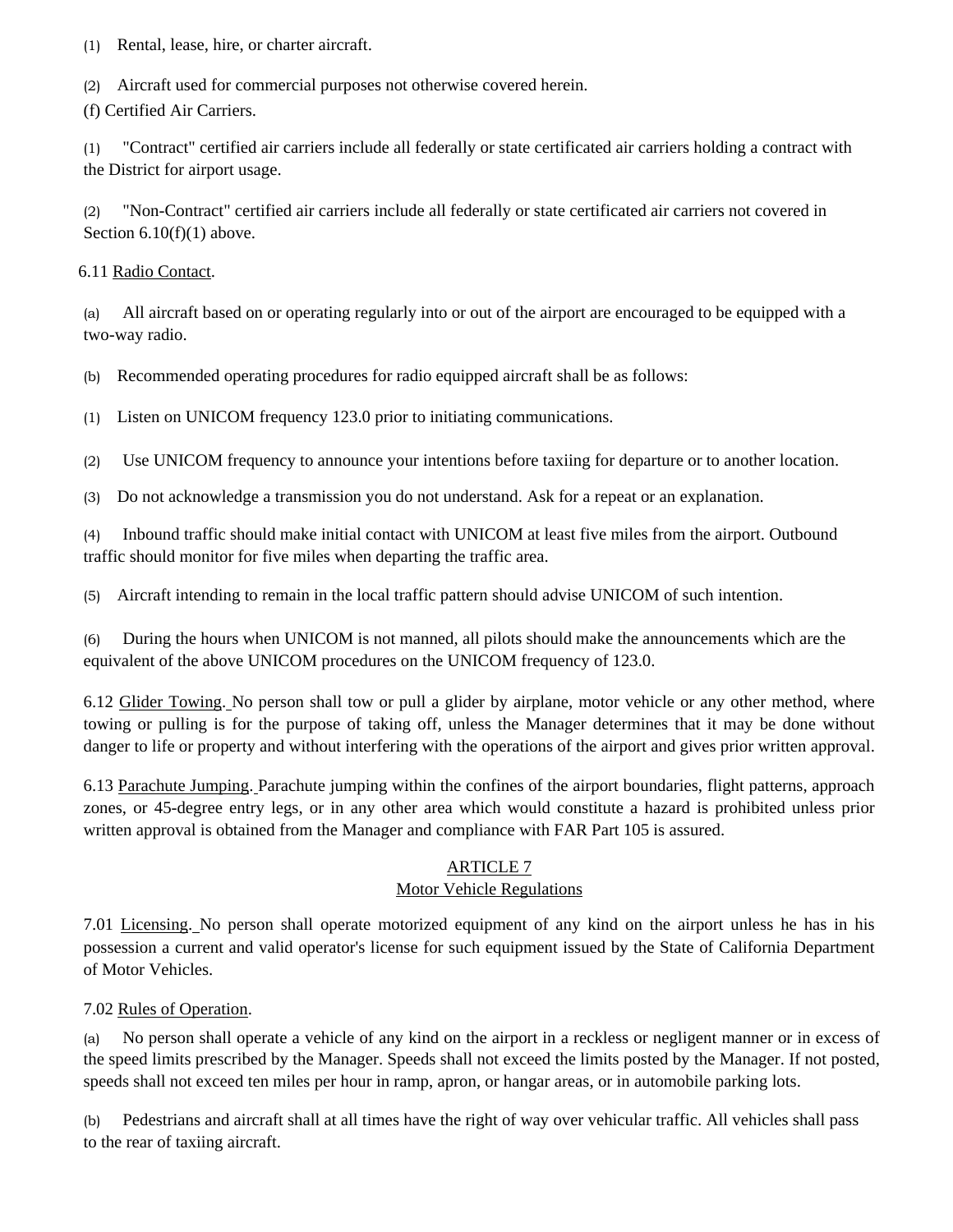(1) Rental, lease, hire, or charter aircraft.

(2) Aircraft used for commercial purposes not otherwise covered herein.

(f) Certified Air Carriers.

(1) "Contract" certified air carriers include all federally or state certificated air carriers holding a contract with the District for airport usage.

(2) "Non-Contract" certified air carriers include all federally or state certificated air carriers not covered in Section 6.10(f)(1) above.

6.11 Radio Contact.

(a) All aircraft based on or operating regularly into or out of the airport are encouraged to be equipped with a two-way radio.

(b) Recommended operating procedures for radio equipped aircraft shall be as follows:

(1) Listen on UNICOM frequency 123.0 prior to initiating communications.

(2) Use UNICOM frequency to announce your intentions before taxiing for departure or to another location.

(3) Do not acknowledge a transmission you do not understand. Ask for a repeat or an explanation.

(4) Inbound traffic should make initial contact with UNICOM at least five miles from the airport. Outbound traffic should monitor for five miles when departing the traffic area.

(5) Aircraft intending to remain in the local traffic pattern should advise UNICOM of such intention.

(6) During the hours when UNICOM is not manned, all pilots should make the announcements which are the equivalent of the above UNICOM procedures on the UNICOM frequency of 123.0.

6.12 Glider Towing. No person shall tow or pull a glider by airplane, motor vehicle or any other method, where towing or pulling is for the purpose of taking off, unless the Manager determines that it may be done without danger to life or property and without interfering with the operations of the airport and gives prior written approval.

6.13 Parachute Jumping. Parachute jumping within the confines of the airport boundaries, flight patterns, approach zones, or 45-degree entry legs, or in any other area which would constitute a hazard is prohibited unless prior written approval is obtained from the Manager and compliance with FAR Part 105 is assured.

## ARTICLE 7
## Motor Vehicle Regulations

7.01 Licensing. No person shall operate motorized equipment of any kind on the airport unless he has in his possession a current and valid operator's license for such equipment issued by the State of California Department of Motor Vehicles.

7.02 Rules of Operation.

(a) No person shall operate a vehicle of any kind on the airport in a reckless or negligent manner or in excess of the speed limits prescribed by the Manager. Speeds shall not exceed the limits posted by the Manager. If not posted, speeds shall not exceed ten miles per hour in ramp, apron, or hangar areas, or in automobile parking lots.

(b) Pedestrians and aircraft shall at all times have the right of way over vehicular traffic. All vehicles shall pass to the rear of taxiing aircraft.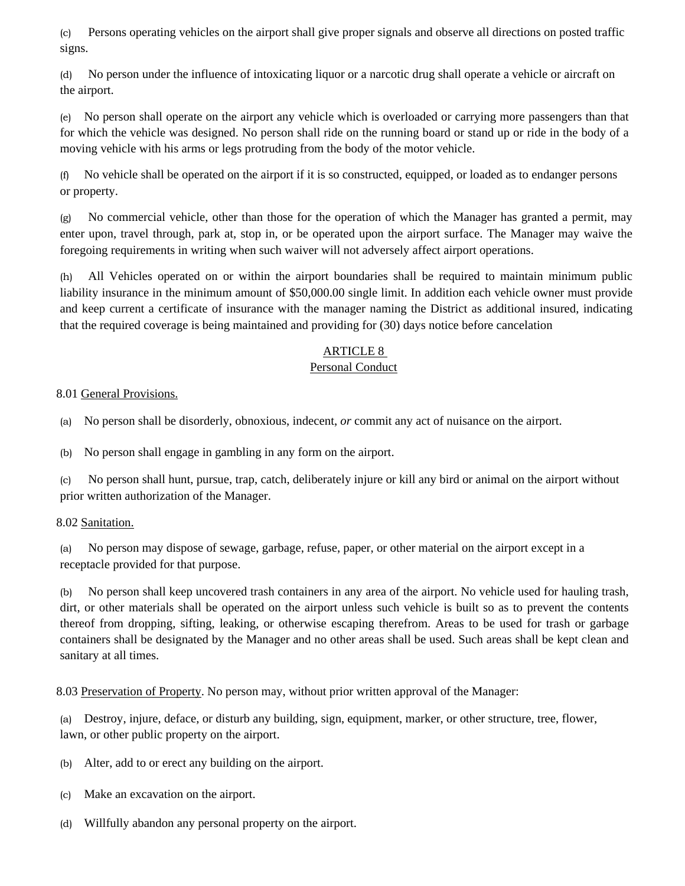(c) Persons operating vehicles on the airport shall give proper signals and observe all directions on posted traffic signs.

(d) No person under the influence of intoxicating liquor or a narcotic drug shall operate a vehicle or aircraft on the airport.

(e) No person shall operate on the airport any vehicle which is overloaded or carrying more passengers than that for which the vehicle was designed. No person shall ride on the running board or stand up or ride in the body of a moving vehicle with his arms or legs protruding from the body of the motor vehicle.

(f) No vehicle shall be operated on the airport if it is so constructed, equipped, or loaded as to endanger persons or property.

(g) No commercial vehicle, other than those for the operation of which the Manager has granted a permit, may enter upon, travel through, park at, stop in, or be operated upon the airport surface. The Manager may waive the foregoing requirements in writing when such waiver will not adversely affect airport operations.

(h) All Vehicles operated on or within the airport boundaries shall be required to maintain minimum public liability insurance in the minimum amount of $50,000.00 single limit. In addition each vehicle owner must provide and keep current a certificate of insurance with the manager naming the District as additional insured, indicating that the required coverage is being maintained and providing for (30) days notice before cancelation

## ARTICLE 8
## Personal Conduct

8.01 General Provisions.

(a) No person shall be disorderly, obnoxious, indecent, *or* commit any act of nuisance on the airport.

(b) No person shall engage in gambling in any form on the airport.

(c) No person shall hunt, pursue, trap, catch, deliberately injure or kill any bird or animal on the airport without prior written authorization of the Manager.

8.02 Sanitation.

(a) No person may dispose of sewage, garbage, refuse, paper, or other material on the airport except in a receptacle provided for that purpose.

(b) No person shall keep uncovered trash containers in any area of the airport. No vehicle used for hauling trash, dirt, or other materials shall be operated on the airport unless such vehicle is built so as to prevent the contents thereof from dropping, sifting, leaking, or otherwise escaping therefrom. Areas to be used for trash or garbage containers shall be designated by the Manager and no other areas shall be used. Such areas shall be kept clean and sanitary at all times.

8.03 Preservation of Property. No person may, without prior written approval of the Manager:

(a) Destroy, injure, deface, or disturb any building, sign, equipment, marker, or other structure, tree, flower, lawn, or other public property on the airport.

(b) Alter, add to or erect any building on the airport.

(c) Make an excavation on the airport.

(d) Willfully abandon any personal property on the airport.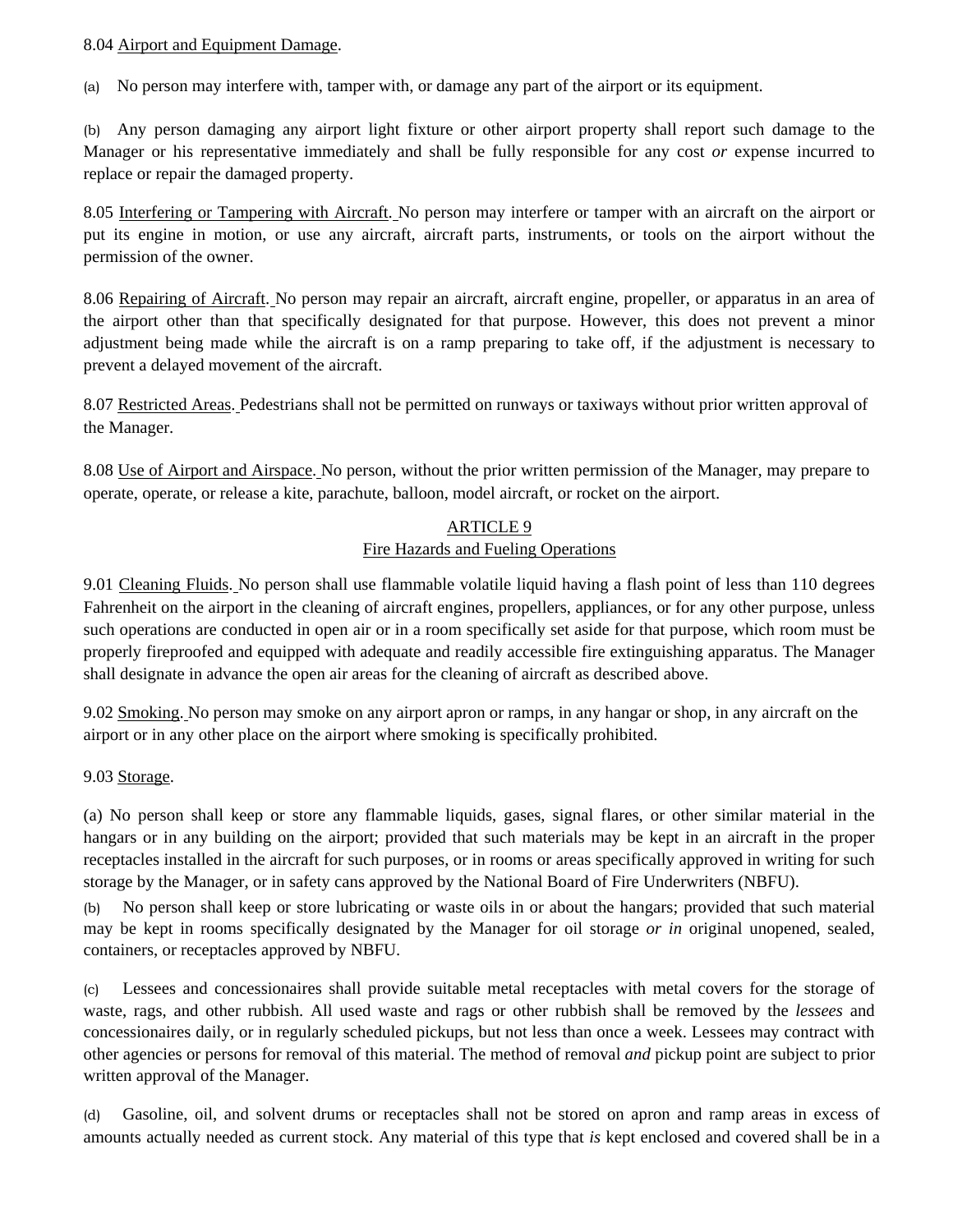8.04 Airport and Equipment Damage.

(a) No person may interfere with, tamper with, or damage any part of the airport or its equipment.

(b) Any person damaging any airport light fixture or other airport property shall report such damage to the Manager or his representative immediately and shall be fully responsible for any cost *or* expense incurred to replace or repair the damaged property.

8.05 Interfering or Tampering with Aircraft. No person may interfere or tamper with an aircraft on the airport or put its engine in motion, or use any aircraft, aircraft parts, instruments, or tools on the airport without the permission of the owner.

8.06 Repairing of Aircraft. No person may repair an aircraft, aircraft engine, propeller, or apparatus in an area of the airport other than that specifically designated for that purpose. However, this does not prevent a minor adjustment being made while the aircraft is on a ramp preparing to take off, if the adjustment is necessary to prevent a delayed movement of the aircraft.

8.07 Restricted Areas. Pedestrians shall not be permitted on runways or taxiways without prior written approval of the Manager.

8.08 Use of Airport and Airspace. No person, without the prior written permission of the Manager, may prepare to operate, operate, or release a kite, parachute, balloon, model aircraft, or rocket on the airport.

## ARTICLE 9
## Fire Hazards and Fueling Operations

9.01 Cleaning Fluids. No person shall use flammable volatile liquid having a flash point of less than 110 degrees Fahrenheit on the airport in the cleaning of aircraft engines, propellers, appliances, or for any other purpose, unless such operations are conducted in open air or in a room specifically set aside for that purpose, which room must be properly fireproofed and equipped with adequate and readily accessible fire extinguishing apparatus. The Manager shall designate in advance the open air areas for the cleaning of aircraft as described above.

9.02 Smoking. No person may smoke on any airport apron or ramps, in any hangar or shop, in any aircraft on the airport or in any other place on the airport where smoking is specifically prohibited.

9.03 Storage.

(a) No person shall keep or store any flammable liquids, gases, signal flares, or other similar material in the hangars or in any building on the airport; provided that such materials may be kept in an aircraft in the proper receptacles installed in the aircraft for such purposes, or in rooms or areas specifically approved in writing for such storage by the Manager, or in safety cans approved by the National Board of Fire Underwriters (NBFU).

(b) No person shall keep or store lubricating or waste oils in or about the hangars; provided that such material may be kept in rooms specifically designated by the Manager for oil storage *or in* original unopened, sealed, containers, or receptacles approved by NBFU.

(c) Lessees and concessionaires shall provide suitable metal receptacles with metal covers for the storage of waste, rags, and other rubbish. All used waste and rags or other rubbish shall be removed by the *lessees* and concessionaires daily, or in regularly scheduled pickups, but not less than once a week. Lessees may contract with other agencies or persons for removal of this material. The method of removal *and* pickup point are subject to prior written approval of the Manager.

(d) Gasoline, oil, and solvent drums or receptacles shall not be stored on apron and ramp areas in excess of amounts actually needed as current stock. Any material of this type that *is* kept enclosed and covered shall be in a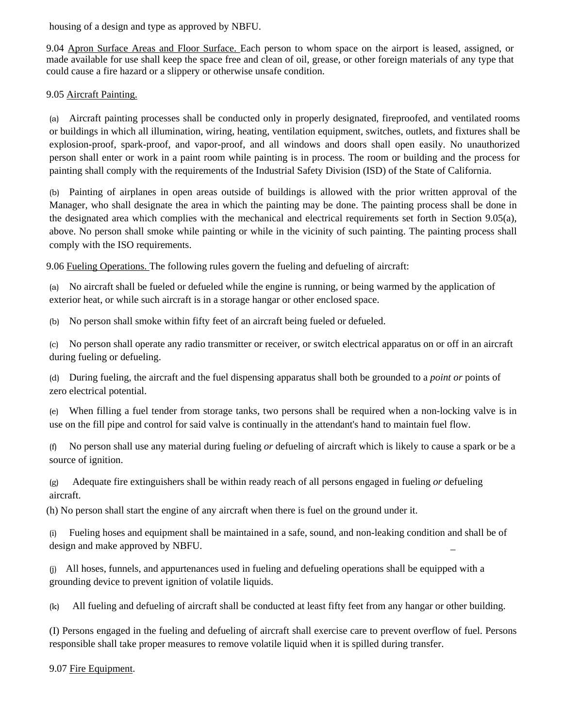housing of a design and type as approved by NBFU.

9.04 Apron Surface Areas and Floor Surface. Each person to whom space on the airport is leased, assigned, or made available for use shall keep the space free and clean of oil, grease, or other foreign materials of any type that could cause a fire hazard or a slippery or otherwise unsafe condition.

9.05 Aircraft Painting.

(a) Aircraft painting processes shall be conducted only in properly designated, fireproofed, and ventilated rooms or buildings in which all illumination, wiring, heating, ventilation equipment, switches, outlets, and fixtures shall be explosion-proof, spark-proof, and vapor-proof, and all windows and doors shall open easily. No unauthorized person shall enter or work in a paint room while painting is in process. The room or building and the process for painting shall comply with the requirements of the Industrial Safety Division (ISD) of the State of California.

(b) Painting of airplanes in open areas outside of buildings is allowed with the prior written approval of the Manager, who shall designate the area in which the painting may be done. The painting process shall be done in the designated area which complies with the mechanical and electrical requirements set forth in Section 9.05(a), above. No person shall smoke while painting or while in the vicinity of such painting. The painting process shall comply with the ISO requirements.

9.06 Fueling Operations. The following rules govern the fueling and defueling of aircraft:

(a) No aircraft shall be fueled or defueled while the engine is running, or being warmed by the application of exterior heat, or while such aircraft is in a storage hangar or other enclosed space.

(b) No person shall smoke within fifty feet of an aircraft being fueled or defueled.

(c) No person shall operate any radio transmitter or receiver, or switch electrical apparatus on or off in an aircraft during fueling or defueling.

(d) During fueling, the aircraft and the fuel dispensing apparatus shall both be grounded to a *point or* points of zero electrical potential.

(e) When filling a fuel tender from storage tanks, two persons shall be required when a non-locking valve is in use on the fill pipe and control for said valve is continually in the attendant's hand to maintain fuel flow.

(f) No person shall use any material during fueling *or* defueling of aircraft which is likely to cause a spark or be a source of ignition.

(g) Adequate fire extinguishers shall be within ready reach of all persons engaged in fueling *or* defueling aircraft.

(h) No person shall start the engine of any aircraft when there is fuel on the ground under it.

(i) Fueling hoses and equipment shall be maintained in a safe, sound, and non-leaking condition and shall be of design and make approved by NBFU.

(j) All hoses, funnels, and appurtenances used in fueling and defueling operations shall be equipped with a grounding device to prevent ignition of volatile liquids.

(k) All fueling and defueling of aircraft shall be conducted at least fifty feet from any hangar or other building.

(I) Persons engaged in the fueling and defueling of aircraft shall exercise care to prevent overflow of fuel. Persons responsible shall take proper measures to remove volatile liquid when it is spilled during transfer.

9.07 Fire Equipment.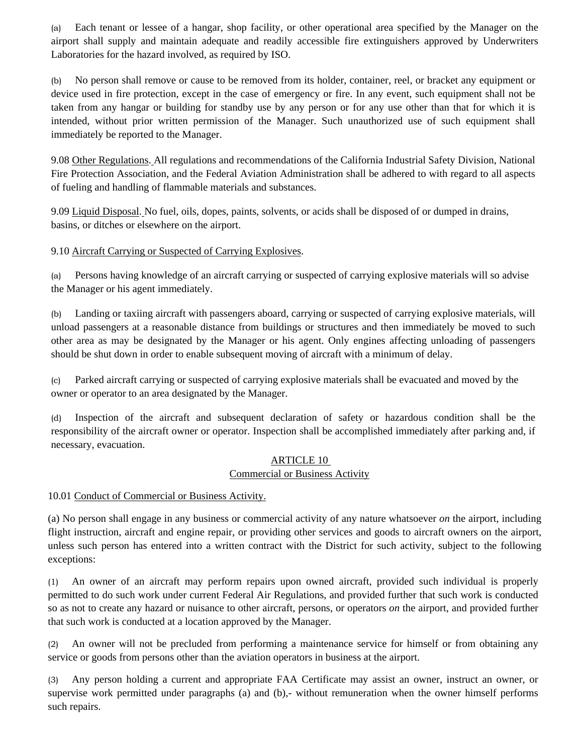(a) Each tenant or lessee of a hangar, shop facility, or other operational area specified by the Manager on the airport shall supply and maintain adequate and readily accessible fire extinguishers approved by Underwriters Laboratories for the hazard involved, as required by ISO.

(b) No person shall remove or cause to be removed from its holder, container, reel, or bracket any equipment or device used in fire protection, except in the case of emergency or fire. In any event, such equipment shall not be taken from any hangar or building for standby use by any person or for any use other than that for which it is intended, without prior written permission of the Manager. Such unauthorized use of such equipment shall immediately be reported to the Manager.

9.08 Other Regulations. All regulations and recommendations of the California Industrial Safety Division, National Fire Protection Association, and the Federal Aviation Administration shall be adhered to with regard to all aspects of fueling and handling of flammable materials and substances.

9.09 Liquid Disposal. No fuel, oils, dopes, paints, solvents, or acids shall be disposed of or dumped in drains, basins, or ditches or elsewhere on the airport.

9.10 Aircraft Carrying or Suspected of Carrying Explosives.

(a) Persons having knowledge of an aircraft carrying or suspected of carrying explosive materials will so advise the Manager or his agent immediately.

(b) Landing or taxiing aircraft with passengers aboard, carrying or suspected of carrying explosive materials, will unload passengers at a reasonable distance from buildings or structures and then immediately be moved to such other area as may be designated by the Manager or his agent. Only engines affecting unloading of passengers should be shut down in order to enable subsequent moving of aircraft with a minimum of delay.

(c) Parked aircraft carrying or suspected of carrying explosive materials shall be evacuated and moved by the owner or operator to an area designated by the Manager.

(d) Inspection of the aircraft and subsequent declaration of safety or hazardous condition shall be the responsibility of the aircraft owner or operator. Inspection shall be accomplished immediately after parking and, if necessary, evacuation.

## ARTICLE 10
## Commercial or Business Activity

10.01 Conduct of Commercial or Business Activity.

(a) No person shall engage in any business or commercial activity of any nature whatsoever *on* the airport, including flight instruction, aircraft and engine repair, or providing other services and goods to aircraft owners on the airport, unless such person has entered into a written contract with the District for such activity, subject to the following exceptions:

(1) An owner of an aircraft may perform repairs upon owned aircraft, provided such individual is properly permitted to do such work under current Federal Air Regulations, and provided further that such work is conducted so as not to create any hazard or nuisance to other aircraft, persons, or operators *on* the airport, and provided further that such work is conducted at a location approved by the Manager.

(2) An owner will not be precluded from performing a maintenance service for himself or from obtaining any service or goods from persons other than the aviation operators in business at the airport.

(3) Any person holding a current and appropriate FAA Certificate may assist an owner, instruct an owner, or supervise work permitted under paragraphs (a) and (b),- without remuneration when the owner himself performs such repairs.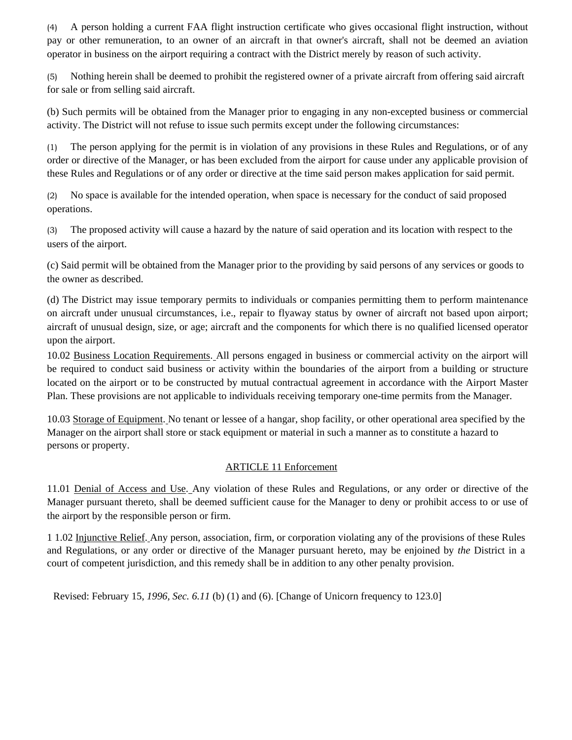(4) A person holding a current FAA flight instruction certificate who gives occasional flight instruction, without pay or other remuneration, to an owner of an aircraft in that owner's aircraft, shall not be deemed an aviation operator in business on the airport requiring a contract with the District merely by reason of such activity.

(5) Nothing herein shall be deemed to prohibit the registered owner of a private aircraft from offering said aircraft for sale or from selling said aircraft.

(b) Such permits will be obtained from the Manager prior to engaging in any non-excepted business or commercial activity. The District will not refuse to issue such permits except under the following circumstances:

(1) The person applying for the permit is in violation of any provisions in these Rules and Regulations, or of any order or directive of the Manager, or has been excluded from the airport for cause under any applicable provision of these Rules and Regulations or of any order or directive at the time said person makes application for said permit.

(2) No space is available for the intended operation, when space is necessary for the conduct of said proposed operations.

(3) The proposed activity will cause a hazard by the nature of said operation and its location with respect to the users of the airport.

(c) Said permit will be obtained from the Manager prior to the providing by said persons of any services or goods to the owner as described.

(d) The District may issue temporary permits to individuals or companies permitting them to perform maintenance on aircraft under unusual circumstances, i.e., repair to flyaway status by owner of aircraft not based upon airport; aircraft of unusual design, size, or age; aircraft and the components for which there is no qualified licensed operator upon the airport.

10.02 Business Location Requirements. All persons engaged in business or commercial activity on the airport will be required to conduct said business or activity within the boundaries of the airport from a building or structure located on the airport or to be constructed by mutual contractual agreement in accordance with the Airport Master Plan. These provisions are not applicable to individuals receiving temporary one-time permits from the Manager.

10.03 Storage of Equipment. No tenant or lessee of a hangar, shop facility, or other operational area specified by the Manager on the airport shall store or stack equipment or material in such a manner as to constitute a hazard to persons or property.

## ARTICLE 11 Enforcement

11.01 Denial of Access and Use. Any violation of these Rules and Regulations, or any order or directive of the Manager pursuant thereto, shall be deemed sufficient cause for the Manager to deny or prohibit access to or use of the airport by the responsible person or firm.

1 1.02 Injunctive Relief. Any person, association, firm, or corporation violating any of the provisions of these Rules and Regulations, or any order or directive of the Manager pursuant hereto, may be enjoined by *the* District in a court of competent jurisdiction, and this remedy shall be in addition to any other penalty provision.

Revised: February 15, *1996, Sec. 6.11* (b) (1) and (6). [Change of Unicorn frequency to 123.0]